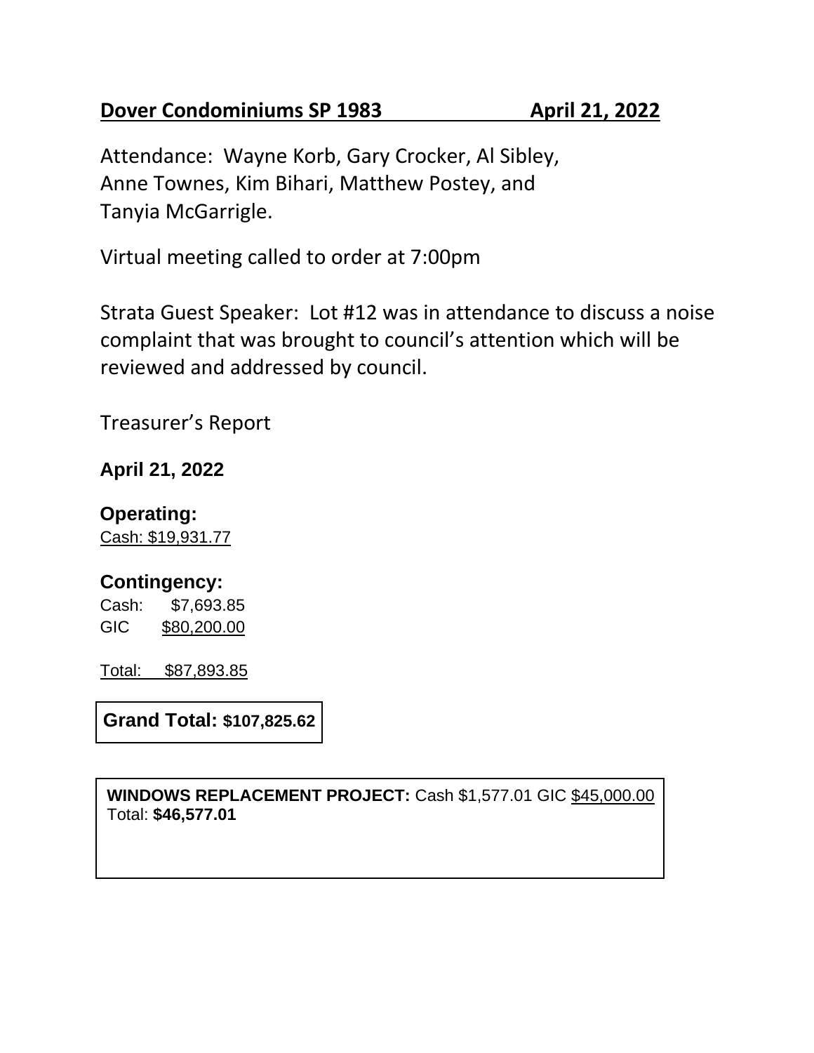**Dover Condominiums SP 1983 April 21, 2022**

Attendance: Wayne Korb, Gary Crocker, Al Sibley, Anne Townes, Kim Bihari, Matthew Postey, and Tanyia McGarrigle.

Virtual meeting called to order at 7:00pm

Strata Guest Speaker: Lot #12 was in attendance to discuss a noise complaint that was brought to council's attention which will be reviewed and addressed by council.

Treasurer's Report

**April 21, 2022**

**Operating:**

Cash: $19,931.77

**Contingency:**

Cash: $7,693.85

GIC $80,200.00

Total: $87,893.85

**Grand Total: $107,825.62**

**WINDOWS REPLACEMENT PROJECT:** Cash $1,577.01 GIC $45,000.00

Total: **$46,577.01**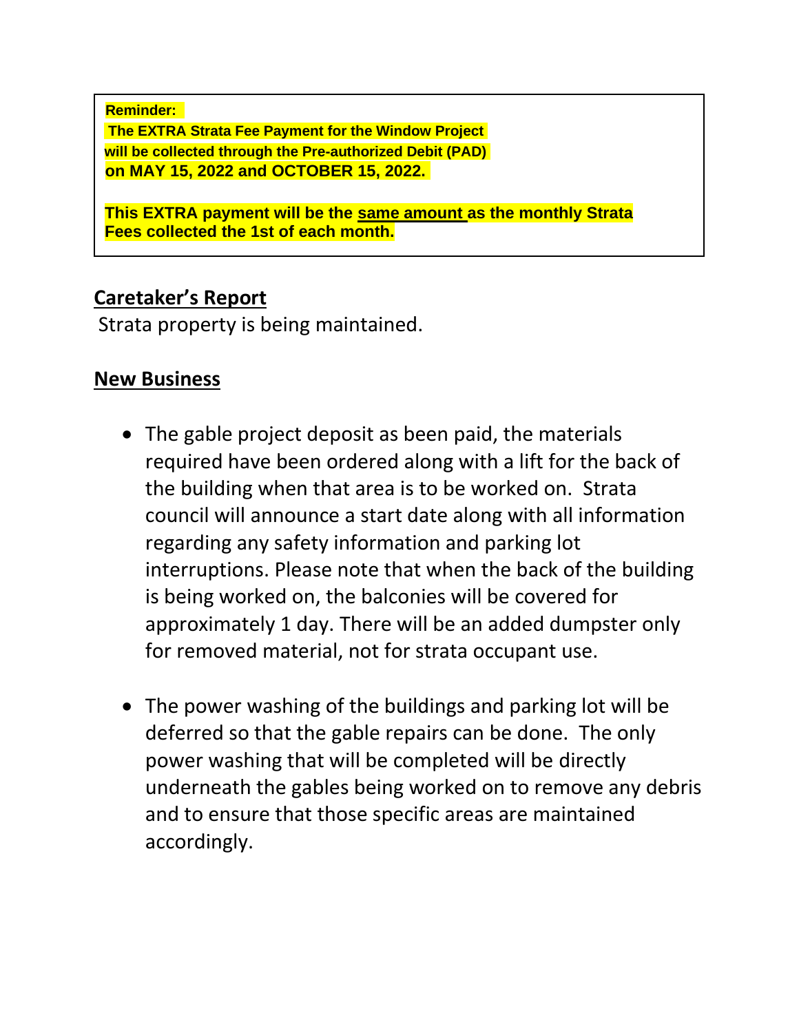**Reminder:**

**The EXTRA Strata Fee Payment for the Window Project will be collected through the Pre-authorized Debit (PAD) on MAY 15, 2022 and OCTOBER 15, 2022.**

**This EXTRA payment will be the <u>same amount</u> as the monthly Strata Fees collected the 1st of each month.**

## Caretaker's Report

Strata property is being maintained.

## New Business

- The gable project deposit as been paid, the materials required have been ordered along with a lift for the back of the building when that area is to be worked on. Strata council will announce a start date along with all information regarding any safety information and parking lot interruptions. Please note that when the back of the building is being worked on, the balconies will be covered for approximately 1 day. There will be an added dumpster only for removed material, not for strata occupant use.

- The power washing of the buildings and parking lot will be deferred so that the gable repairs can be done. The only power washing that will be completed will be directly underneath the gables being worked on to remove any debris and to ensure that those specific areas are maintained accordingly.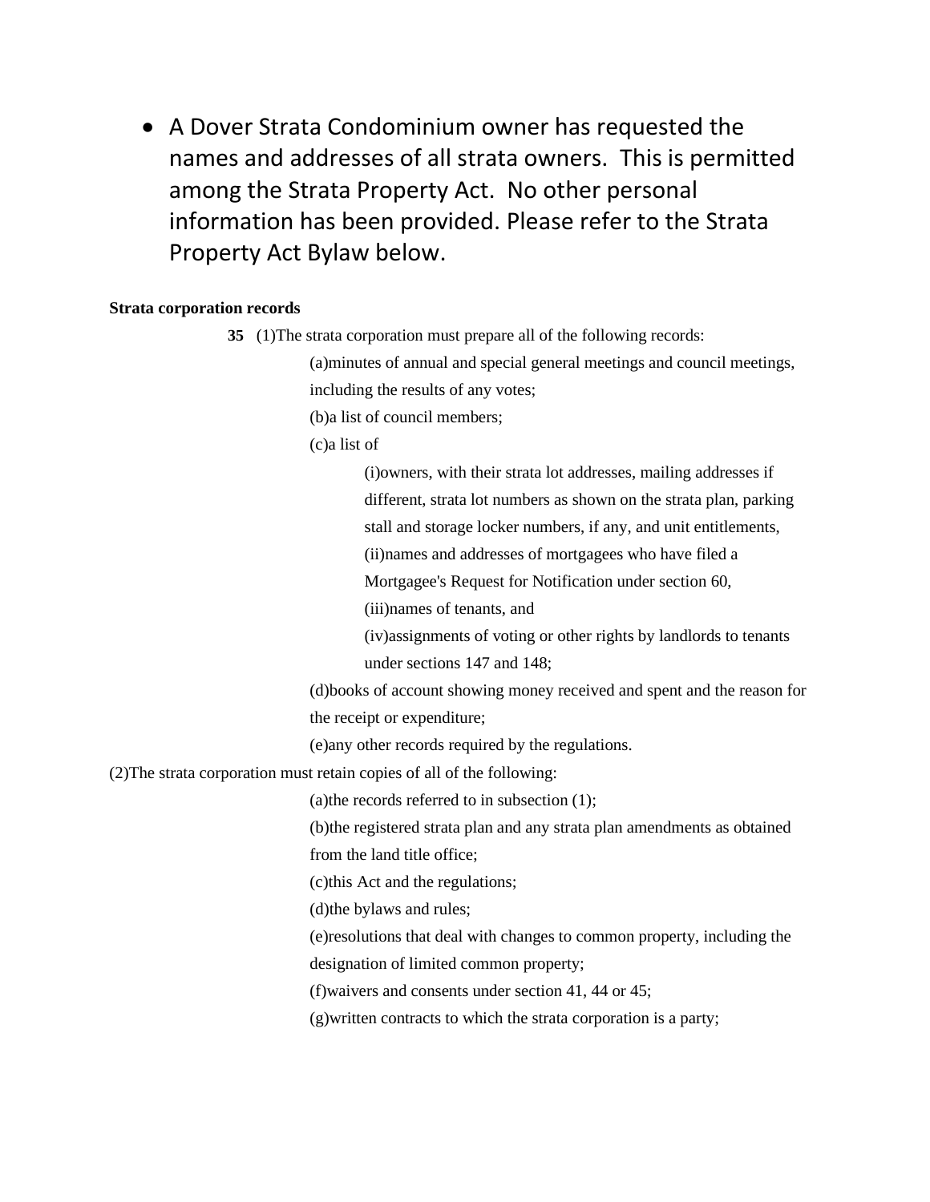- A Dover Strata Condominium owner has requested the names and addresses of all strata owners. This is permitted among the Strata Property Act. No other personal information has been provided. Please refer to the Strata Property Act Bylaw below.

**Strata corporation records**

**35** (1)The strata corporation must prepare all of the following records:

(a)minutes of annual and special general meetings and council meetings, including the results of any votes;

(b)a list of council members;

(c)a list of

(i)owners, with their strata lot addresses, mailing addresses if different, strata lot numbers as shown on the strata plan, parking stall and storage locker numbers, if any, and unit entitlements,

(ii)names and addresses of mortgagees who have filed a Mortgagee's Request for Notification under section 60,

(iii)names of tenants, and

(iv)assignments of voting or other rights by landlords to tenants under sections 147 and 148;

(d)books of account showing money received and spent and the reason for the receipt or expenditure;

(e)any other records required by the regulations.

(2)The strata corporation must retain copies of all of the following:

(a)the records referred to in subsection (1);

(b)the registered strata plan and any strata plan amendments as obtained from the land title office;

(c)this Act and the regulations;

(d)the bylaws and rules;

(e)resolutions that deal with changes to common property, including the designation of limited common property;

(f)waivers and consents under section 41, 44 or 45;

(g)written contracts to which the strata corporation is a party;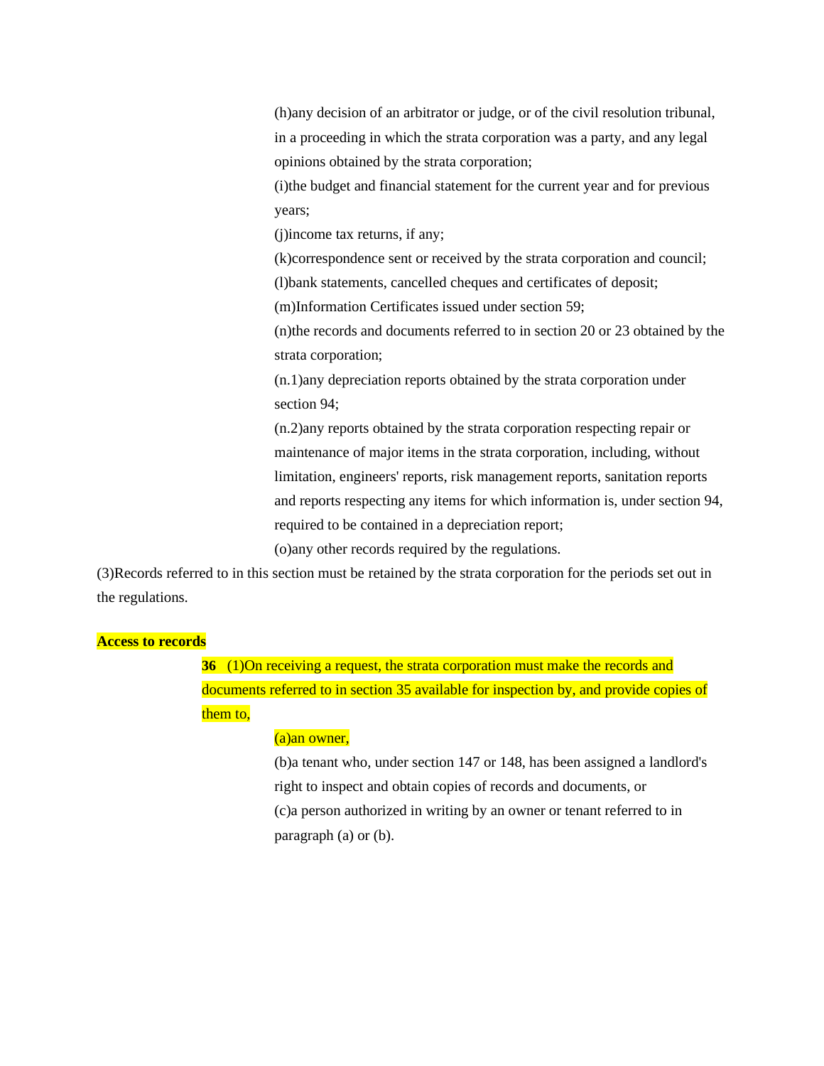(h)any decision of an arbitrator or judge, or of the civil resolution tribunal, in a proceeding in which the strata corporation was a party, and any legal opinions obtained by the strata corporation;

(i)the budget and financial statement for the current year and for previous years;

(j)income tax returns, if any;

(k)correspondence sent or received by the strata corporation and council;

(l)bank statements, cancelled cheques and certificates of deposit;

(m)Information Certificates issued under section 59;

(n)the records and documents referred to in section 20 or 23 obtained by the strata corporation;

(n.1)any depreciation reports obtained by the strata corporation under section 94;

(n.2)any reports obtained by the strata corporation respecting repair or maintenance of major items in the strata corporation, including, without limitation, engineers' reports, risk management reports, sanitation reports and reports respecting any items for which information is, under section 94, required to be contained in a depreciation report;

(o)any other records required by the regulations.

(3)Records referred to in this section must be retained by the strata corporation for the periods set out in the regulations.

**Access to records**

**36** (1)On receiving a request, the strata corporation must make the records and documents referred to in section 35 available for inspection by, and provide copies of them to,

(a)an owner,

(b)a tenant who, under section 147 or 148, has been assigned a landlord's right to inspect and obtain copies of records and documents, or

(c)a person authorized in writing by an owner or tenant referred to in paragraph (a) or (b).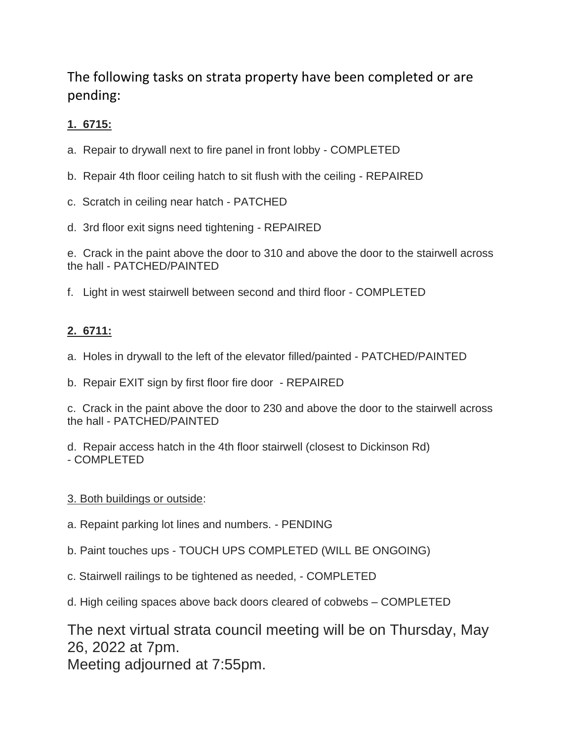The following tasks on strata property have been completed or are pending:

**1. 6715:**

a. Repair to drywall next to fire panel in front lobby - COMPLETED

b. Repair 4th floor ceiling hatch to sit flush with the ceiling - REPAIRED

c. Scratch in ceiling near hatch - PATCHED

d. 3rd floor exit signs need tightening - REPAIRED

e. Crack in the paint above the door to 310 and above the door to the stairwell across the hall - PATCHED/PAINTED

f. Light in west stairwell between second and third floor - COMPLETED

**2. 6711:**

a. Holes in drywall to the left of the elevator filled/painted - PATCHED/PAINTED

b. Repair EXIT sign by first floor fire door - REPAIRED

c. Crack in the paint above the door to 230 and above the door to the stairwell across the hall - PATCHED/PAINTED

d. Repair access hatch in the 4th floor stairwell (closest to Dickinson Rd) - COMPLETED

3. Both buildings or outside:

a. Repaint parking lot lines and numbers. - PENDING

b. Paint touches ups - TOUCH UPS COMPLETED (WILL BE ONGOING)

c. Stairwell railings to be tightened as needed, - COMPLETED

d. High ceiling spaces above back doors cleared of cobwebs – COMPLETED

The next virtual strata council meeting will be on Thursday, May 26, 2022 at 7pm.
Meeting adjourned at 7:55pm.